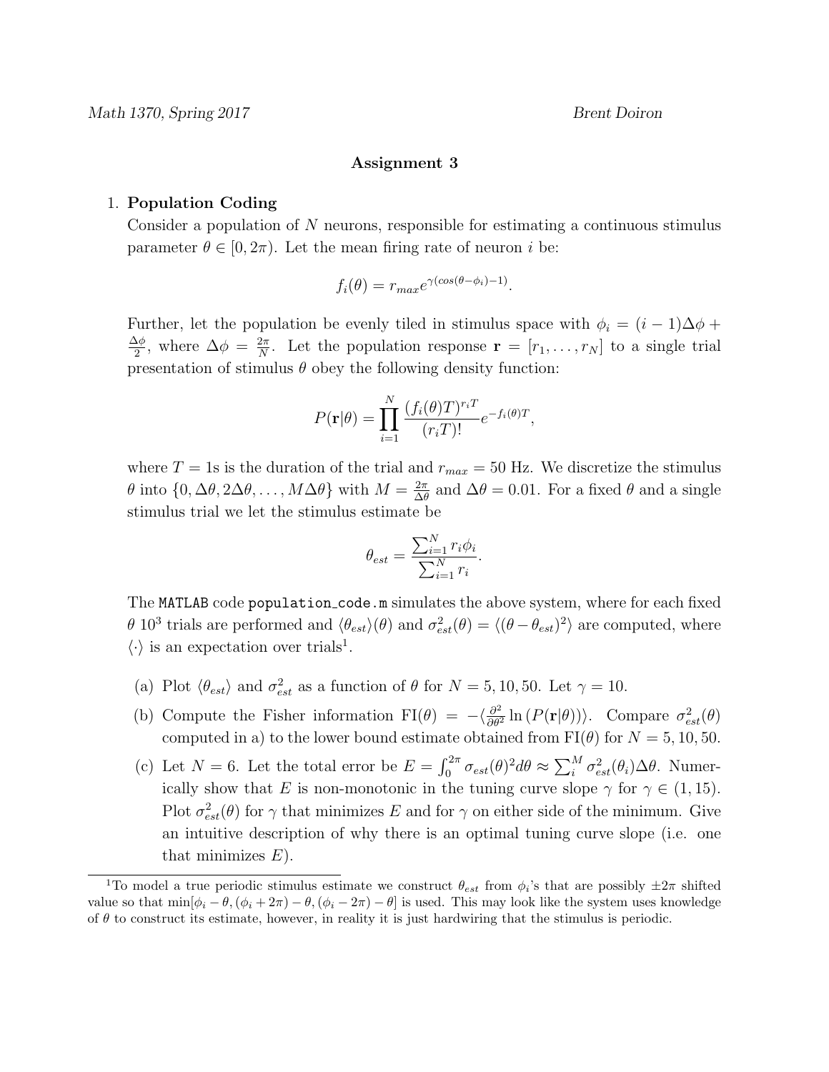*Math 1370, Spring 2017* *Brent Doiron*

**Assignment 3**

1. **Population Coding**

   Consider a population of $N$ neurons, responsible for estimating a continuous stimulus parameter $\theta \in [0, 2\pi)$. Let the mean firing rate of neuron $i$ be:

   $$f_i(\theta) = r_{max} e^{\gamma(cos(\theta - \phi_i) - 1)}.$$

   Further, let the population be evenly tiled in stimulus space with $\phi_i = (i-1)\Delta\phi + \frac{\Delta\phi}{2}$, where $\Delta\phi = \frac{2\pi}{N}$. Let the population response $\mathbf{r} = [r_1, \ldots, r_N]$ to a single trial presentation of stimulus $\theta$ obey the following density function:

   $$P(\mathbf{r}|\theta) = \prod_{i=1}^{N} \frac{(f_i(\theta)T)^{r_i T}}{(r_i T)!} e^{-f_i(\theta)T},$$

   where $T = 1$s is the duration of the trial and $r_{max} = 50$ Hz. We discretize the stimulus $\theta$ into $\{0, \Delta\theta, 2\Delta\theta, \ldots, M\Delta\theta\}$ with $M = \frac{2\pi}{\Delta\theta}$ and $\Delta\theta = 0.01$. For a fixed $\theta$ and a single stimulus trial we let the stimulus estimate be

   $$\theta_{est} = \frac{\sum_{i=1}^{N} r_i \phi_i}{\sum_{i=1}^{N} r_i}.$$

   The `MATLAB` code `population_code.m` simulates the above system, where for each fixed $\theta$ $10^3$ trials are performed and $\langle \theta_{est} \rangle(\theta)$ and $\sigma_{est}^2(\theta) = \langle (\theta - \theta_{est})^2 \rangle$ are computed, where $\langle \cdot \rangle$ is an expectation over trials[1].

   (a) Plot $\langle \theta_{est} \rangle$ and $\sigma_{est}^2$ as a function of $\theta$ for $N = 5, 10, 50$. Let $\gamma = 10$.

   (b) Compute the Fisher information $\text{FI}(\theta) = -\langle \frac{\partial^2}{\partial \theta^2} \ln(P(\mathbf{r}|\theta)) \rangle$. Compare $\sigma_{est}^2(\theta)$ computed in a) to the lower bound estimate obtained from $\text{FI}(\theta)$ for $N = 5, 10, 50$.

   (c) Let $N = 6$. Let the total error be $E = \int_0^{2\pi} \sigma_{est}(\theta)^2 d\theta \approx \sum_i^M \sigma_{est}^2(\theta_i)\Delta\theta$. Numerically show that $E$ is non-monotonic in the tuning curve slope $\gamma$ for $\gamma \in (1, 15)$. Plot $\sigma_{est}^2(\theta)$ for $\gamma$ that minimizes $E$ and for $\gamma$ on either side of the minimum. Give an intuitive description of why there is an optimal tuning curve slope (i.e. one that minimizes $E$).

[1] To model a true periodic stimulus estimate we construct $\theta_{est}$ from $\phi_i$'s that are possibly $\pm 2\pi$ shifted value so that $\min[\phi_i - \theta, (\phi_i + 2\pi) - \theta, (\phi_i - 2\pi) - \theta]$ is used. This may look like the system uses knowledge of $\theta$ to construct its estimate, however, in reality it is just hardwiring that the stimulus is periodic.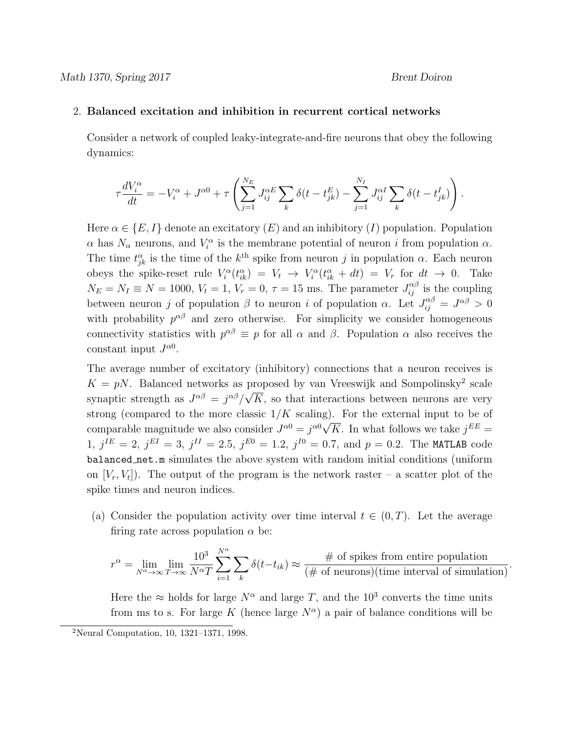2. **Balanced excitation and inhibition in recurrent cortical networks**

   Consider a network of coupled leaky-integrate-and-fire neurons that obey the following dynamics:

$$\tau \frac{dV_i^\alpha}{dt} = -V_i^\alpha + J^{\alpha 0} + \tau \left( \sum_{j=1}^{N_E} J_{ij}^{\alpha E} \sum_k \delta(t - t_{jk}^E) - \sum_{j=1}^{N_I} J_{ij}^{\alpha I} \sum_k \delta(t - t_{jk}^I) \right).$$

   Here $\alpha \in \{E, I\}$ denote an excitatory ($E$) and an inhibitory ($I$) population. Population $\alpha$ has $N_\alpha$ neurons, and $V_i^\alpha$ is the membrane potential of neuron $i$ from population $\alpha$. The time $t_{jk}^\alpha$ is the time of the $k^{\text{th}}$ spike from neuron $j$ in population $\alpha$. Each neuron obeys the spike-reset rule $V_i^\alpha(t_{ik}^\alpha) = V_t \to V_i^\alpha(t_{ik}^\alpha + dt) = V_r$ for $dt \to 0$. Take $N_E = N_I \equiv N = 1000$, $V_t = 1$, $V_r = 0$, $\tau = 15$ ms. The parameter $J_{ij}^{\alpha\beta}$ is the coupling between neuron $j$ of population $\beta$ to neuron $i$ of population $\alpha$. Let $J_{ij}^{\alpha\beta} = J^{\alpha\beta} > 0$ with probability $p^{\alpha\beta}$ and zero otherwise. For simplicity we consider homogeneous connectivity statistics with $p^{\alpha\beta} \equiv p$ for all $\alpha$ and $\beta$. Population $\alpha$ also receives the constant input $J^{\alpha 0}$.

   The average number of excitatory (inhibitory) connections that a neuron receives is $K = pN$. Balanced networks as proposed by van Vreeswijk and Sompolinsky[2] scale synaptic strength as $J^{\alpha\beta} = j^{\alpha\beta}/\sqrt{K}$, so that interactions between neurons are very strong (compared to the more classic $1/K$ scaling). For the external input to be of comparable magnitude we also consider $J^{\alpha 0} = j^{\alpha 0}\sqrt{K}$. In what follows we take $j^{EE} = 1$, $j^{IE} = 2$, $j^{EI} = 3$, $j^{II} = 2.5$, $j^{E0} = 1.2$, $j^{I0} = 0.7$, and $p = 0.2$. The `MATLAB` code `balanced_net.m` simulates the above system with random initial conditions (uniform on $[V_r, V_t]$). The output of the program is the network raster – a scatter plot of the spike times and neuron indices.

   (a) Consider the population activity over time interval $t \in (0, T)$. Let the average firing rate across population $\alpha$ be:

$$r^\alpha = \lim_{N^\alpha \to \infty} \lim_{T \to \infty} \frac{10^3}{N^\alpha T} \sum_{i=1}^{N^\alpha} \sum_k \delta(t - t_{ik}) \approx \frac{\text{\# of spikes from entire population}}{(\text{\# of neurons})(\text{time interval of simulation})}.$$

   Here the $\approx$ holds for large $N^\alpha$ and large $T$, and the $10^3$ converts the time units from ms to s. For large $K$ (hence large $N^\alpha$) a pair of balance conditions will be

[2] Neural Computation, 10, 1321–1371, 1998.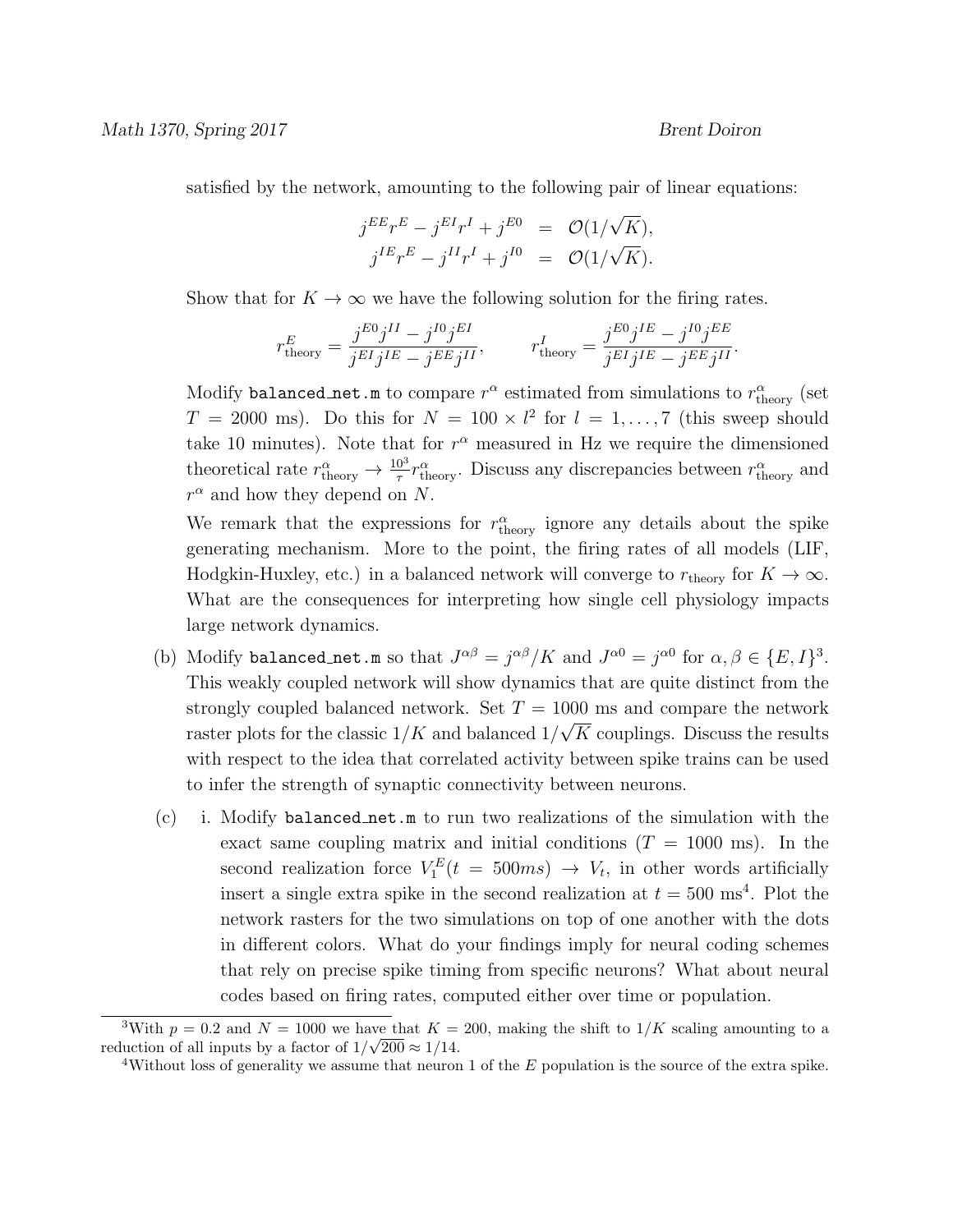satisfied by the network, amounting to the following pair of linear equations:

$$\begin{aligned} j^{EE}r^E - j^{EI}r^I + j^{E0} &= \mathcal{O}(1/\sqrt{K}), \\ j^{IE}r^E - j^{II}r^I + j^{I0} &= \mathcal{O}(1/\sqrt{K}). \end{aligned}$$

Show that for $K \to \infty$ we have the following solution for the firing rates.

$$r^E_{\text{theory}} = \frac{j^{E0}j^{II} - j^{I0}j^{EI}}{j^{EI}j^{IE} - j^{EE}j^{II}}, \qquad r^I_{\text{theory}} = \frac{j^{E0}j^{IE} - j^{I0}j^{EE}}{j^{EI}j^{IE} - j^{EE}j^{II}}.$$

Modify `balanced_net.m` to compare $r^\alpha$ estimated from simulations to $r^\alpha_{\text{theory}}$ (set $T = 2000$ ms). Do this for $N = 100 \times l^2$ for $l = 1, \ldots, 7$ (this sweep should take 10 minutes). Note that for $r^\alpha$ measured in Hz we require the dimensioned theoretical rate $r^\alpha_{\text{theory}} \to \frac{10^3}{\tau} r^\alpha_{\text{theory}}$. Discuss any discrepancies between $r^\alpha_{\text{theory}}$ and $r^\alpha$ and how they depend on $N$.

We remark that the expressions for $r^\alpha_{\text{theory}}$ ignore any details about the spike generating mechanism. More to the point, the firing rates of all models (LIF, Hodgkin-Huxley, etc.) in a balanced network will converge to $r_{\text{theory}}$ for $K \to \infty$. What are the consequences for interpreting how single cell physiology impacts large network dynamics.

(b) Modify `balanced_net.m` so that $J^{\alpha\beta} = j^{\alpha\beta}/K$ and $J^{\alpha 0} = j^{\alpha 0}$ for $\alpha, \beta \in \{E, I\}$[3]. This weakly coupled network will show dynamics that are quite distinct from the strongly coupled balanced network. Set $T = 1000$ ms and compare the network raster plots for the classic $1/K$ and balanced $1/\sqrt{K}$ couplings. Discuss the results with respect to the idea that correlated activity between spike trains can be used to infer the strength of synaptic connectivity between neurons.

(c) i. Modify `balanced_net.m` to run two realizations of the simulation with the exact same coupling matrix and initial conditions ($T = 1000$ ms). In the second realization force $V_1^E(t = 500ms) \to V_t$, in other words artificially insert a single extra spike in the second realization at $t = 500$ ms[4]. Plot the network rasters for the two simulations on top of one another with the dots in different colors. What do your findings imply for neural coding schemes that rely on precise spike timing from specific neurons? What about neural codes based on firing rates, computed either over time or population.

---

[3] With $p = 0.2$ and $N = 1000$ we have that $K = 200$, making the shift to $1/K$ scaling amounting to a reduction of all inputs by a factor of $1/\sqrt{200} \approx 1/14$.

[4] Without loss of generality we assume that neuron 1 of the $E$ population is the source of the extra spike.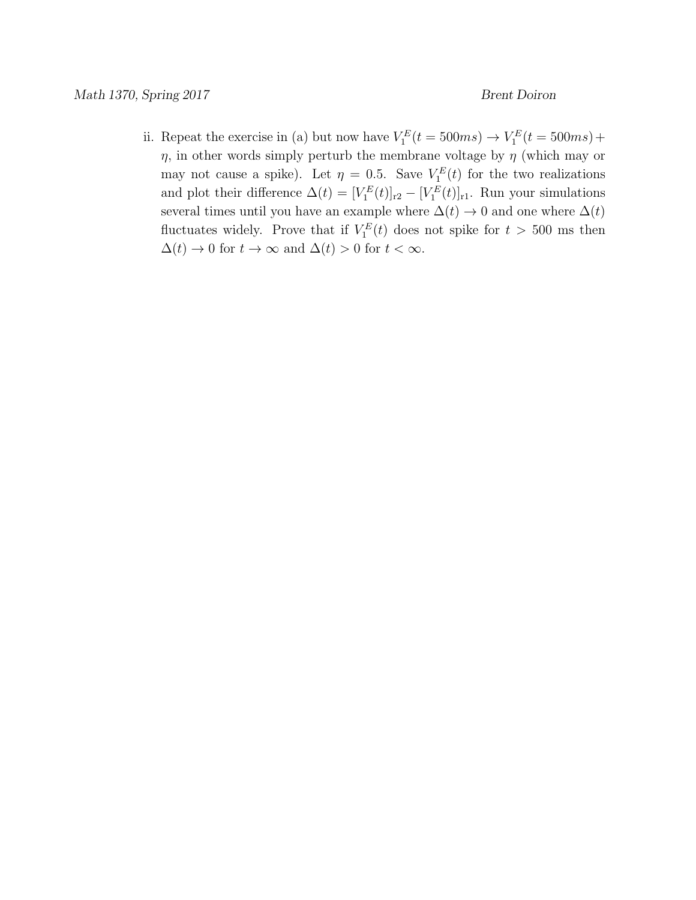ii. Repeat the exercise in (a) but now have $V_1^E(t = 500ms) \to V_1^E(t = 500ms) + \eta$, in other words simply perturb the membrane voltage by $\eta$ (which may or may not cause a spike). Let $\eta = 0.5$. Save $V_1^E(t)$ for the two realizations and plot their difference $\Delta(t) = [V_1^E(t)]_{\rm r2} - [V_1^E(t)]_{\rm r1}$. Run your simulations several times until you have an example where $\Delta(t) \to 0$ and one where $\Delta(t)$ fluctuates widely. Prove that if $V_1^E(t)$ does not spike for $t > 500$ ms then $\Delta(t) \to 0$ for $t \to \infty$ and $\Delta(t) > 0$ for $t < \infty$.